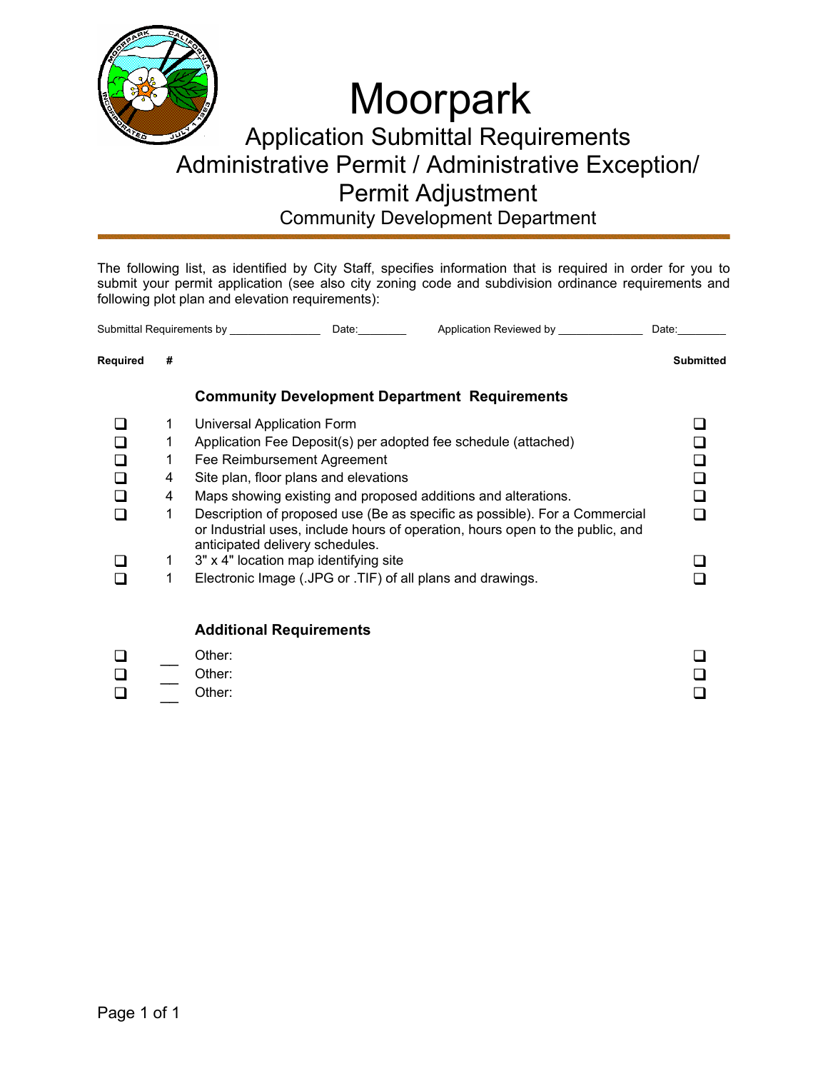# Moorpark

## Application Submittal Requirements
## Administrative Permit / Administrative Exception/ Permit Adjustment

### Community Development Department

The following list, as identified by City Staff, specifies information that is required in order for you to submit your permit application (see also city zoning code and subdivision ordinance requirements and following plot plan and elevation requirements):

Submittal Requirements by ______________ Date:________ Application Reviewed by ______________ Date:________

| Required | # | | Submitted |
|---|---|---|---|
| | | **Community Development Department Requirements** | |
| ❑ | 1 | Universal Application Form | ❑ |
| ❑ | 1 | Application Fee Deposit(s) per adopted fee schedule (attached) | ❑ |
| ❑ | 1 | Fee Reimbursement Agreement | ❑ |
| ❑ | 4 | Site plan, floor plans and elevations | ❑ |
| ❑ | 4 | Maps showing existing and proposed additions and alterations. | ❑ |
| ❑ | 1 | Description of proposed use (Be as specific as possible). For a Commercial or Industrial uses, include hours of operation, hours open to the public, and anticipated delivery schedules. | ❑ |
| ❑ | 1 | 3" x 4" location map identifying site | ❑ |
| ❑ | 1 | Electronic Image (.JPG or .TIF) of all plans and drawings. | ❑ |
| | | **Additional Requirements** | |
| ❑ | ___ | Other: | ❑ |
| ❑ | ___ | Other: | ❑ |
| ❑ | ___ | Other: | ❑ |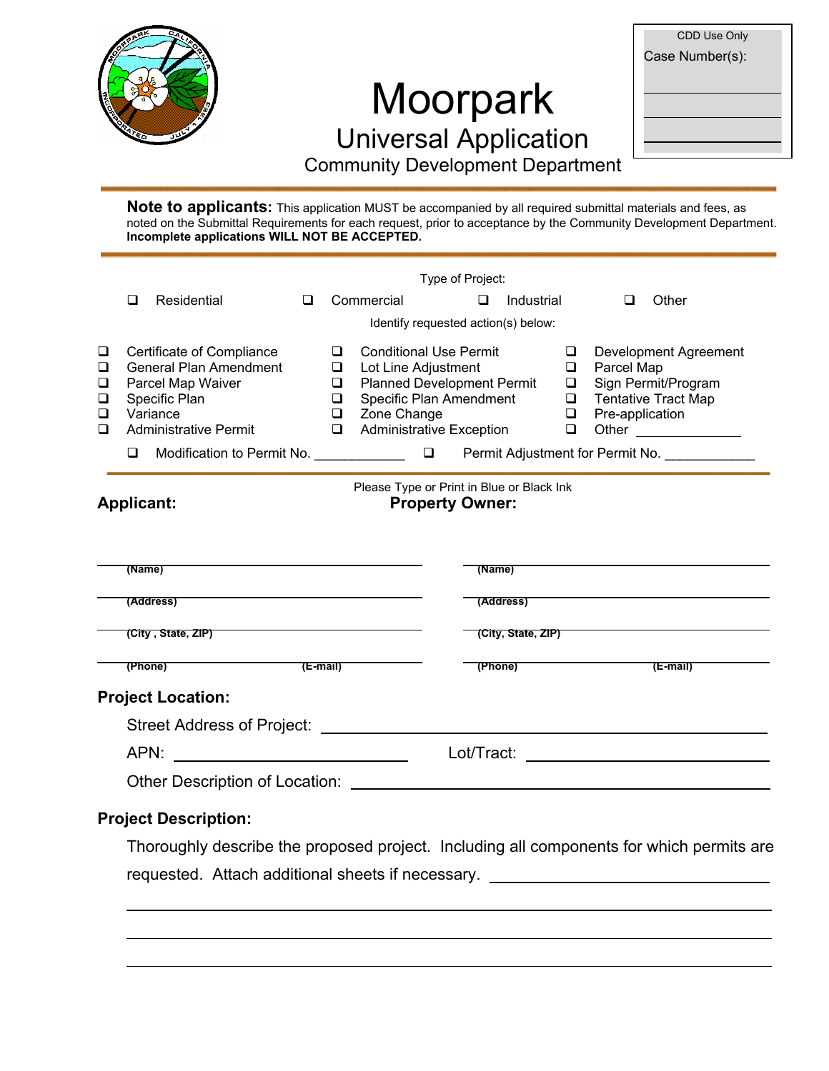CDD Use Only

Case Number(s):

# Moorpark

## Universal Application

### Community Development Department

**Note to applicants:** This application MUST be accompanied by all required submittal materials and fees, as noted on the Submittal Requirements for each request, prior to acceptance by the Community Development Department. **Incomplete applications WILL NOT BE ACCEPTED.**

Type of Project:

- ❑ Residential
- ❑ Commercial
- ❑ Industrial
- ❑ Other

Identify requested action(s) below:

- ❑ Certificate of Compliance
- ❑ General Plan Amendment
- ❑ Parcel Map Waiver
- ❑ Specific Plan
- ❑ Variance
- ❑ Administrative Permit
- ❑ Conditional Use Permit
- ❑ Lot Line Adjustment
- ❑ Planned Development Permit
- ❑ Specific Plan Amendment
- ❑ Zone Change
- ❑ Administrative Exception
- ❑ Development Agreement
- ❑ Parcel Map
- ❑ Sign Permit/Program
- ❑ Tentative Tract Map
- ❑ Pre-application
- ❑ Other ______________
- ❑ Modification to Permit No. ____________
- ❑ Permit Adjustment for Permit No. ____________

Please Type or Print in Blue or Black Ink

**Applicant:**

(Name) ____________________

(Address) ____________________

(City , State, ZIP) ____________________

(Phone) ____________ (E-mail) ____________

**Property Owner:**

(Name) ____________________

(Address) ____________________

(City, State, ZIP) ____________________

(Phone) ____________ (E-mail) ____________

**Project Location:**

Street Address of Project: ____________________

APN: ____________________ Lot/Tract: ____________________

Other Description of Location: ____________________

**Project Description:**

Thoroughly describe the proposed project. Including all components for which permits are requested. Attach additional sheets if necessary. ____________________

____________________

____________________

____________________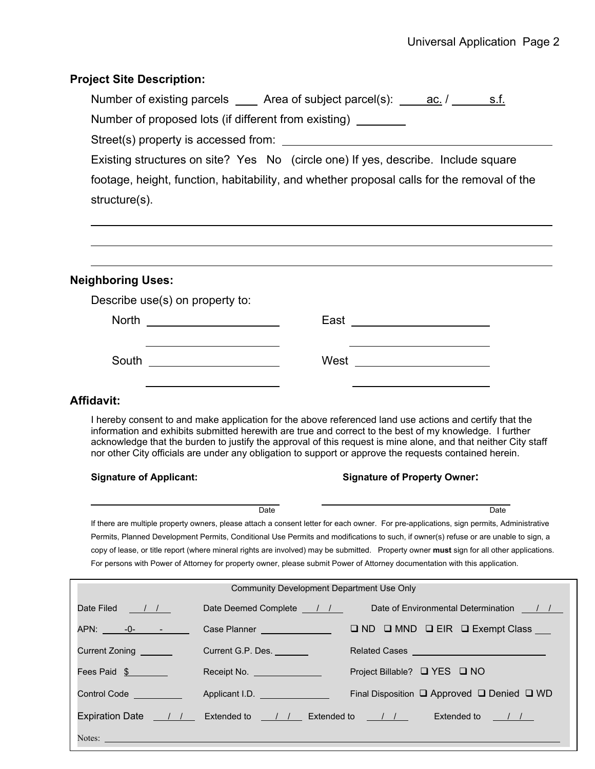**Project Site Description:**

Number of existing parcels ____ Area of subject parcel(s): ____ ac. / ______ s.f.

Number of proposed lots (if different from existing) ________

Street(s) property is accessed from: ________________________________________

Existing structures on site? Yes No (circle one) If yes, describe. Include square footage, height, function, habitability, and whether proposal calls for the removal of the structure(s).

________________________________________________________________________

________________________________________________________________________

________________________________________________________________________

**Neighboring Uses:**

Describe use(s) on property to:

North ______________________ East ______________________

______________________ ______________________

South ______________________ West ______________________

______________________ ______________________

**Affidavit:**

I hereby consent to and make application for the above referenced land use actions and certify that the information and exhibits submitted herewith are true and correct to the best of my knowledge. I further acknowledge that the burden to justify the approval of this request is mine alone, and that neither City staff nor other City officials are under any obligation to support or approve the requests contained herein.

**Signature of Applicant:** **Signature of Property Owner:**

______________________________ Date ______________________________ Date

If there are multiple property owners, please attach a consent letter for each owner. For pre-applications, sign permits, Administrative Permits, Planned Development Permits, Conditional Use Permits and modifications to such, if owner(s) refuse or are unable to sign, a copy of lease, or title report (where mineral rights are involved) may be submitted. Property owner **must** sign for all other applications. For persons with Power of Attorney for property owner, please submit Power of Attorney documentation with this application.

| Community Development Department Use Only | | | |
|---|---|---|---|
| Date Filed / / | Date Deemed Complete / / | Date of Environmental Determination / / | |
| APN: -0- - | Case Planner ________ | ❑ ND ❑ MND ❑ EIR ❑ Exempt Class ___ | |
| Current Zoning ______ | Current G.P. Des. ______ | Related Cases ________________ | |
| Fees Paid $ ________ | Receipt No. ________ | Project Billable? ❑ YES ❑ NO | |
| Control Code ________ | Applicant I.D. ________ | Final Disposition ❑ Approved ❑ Denied ❑ WD | |
| Expiration Date / / | Extended to / / | Extended to / / | Extended to / / |
| Notes: | | | |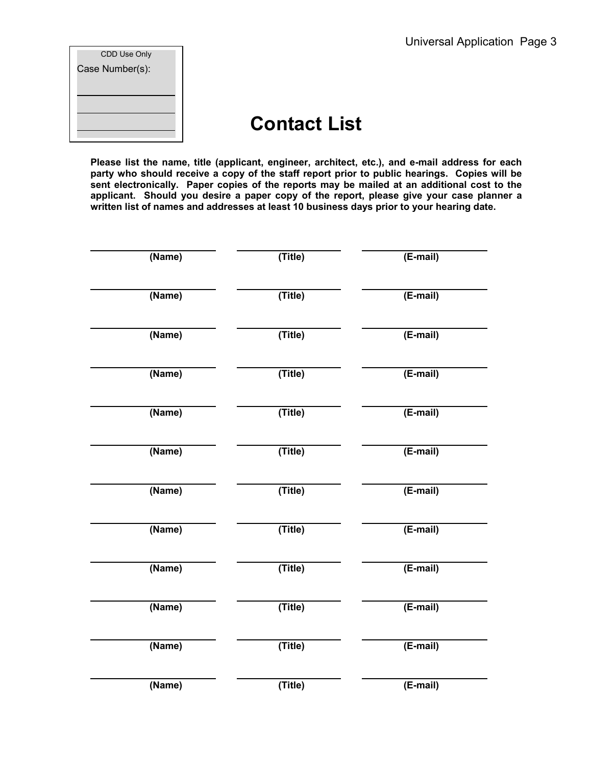| CDD Use Only |
| --- |
| Case Number(s): |
| |
| |
| |

# Contact List

**Please list the name, title (applicant, engineer, architect, etc.), and e-mail address for each party who should receive a copy of the staff report prior to public hearings. Copies will be sent electronically. Paper copies of the reports may be mailed at an additional cost to the applicant. Should you desire a paper copy of the report, please give your case planner a written list of names and addresses at least 10 business days prior to your hearing date.**

| (Name) | (Title) | (E-mail) |
| --- | --- | --- |
| | | |
| | | |
| | | |
| | | |
| | | |
| | | |
| | | |
| | | |
| | | |
| | | |
| | | |
| | | |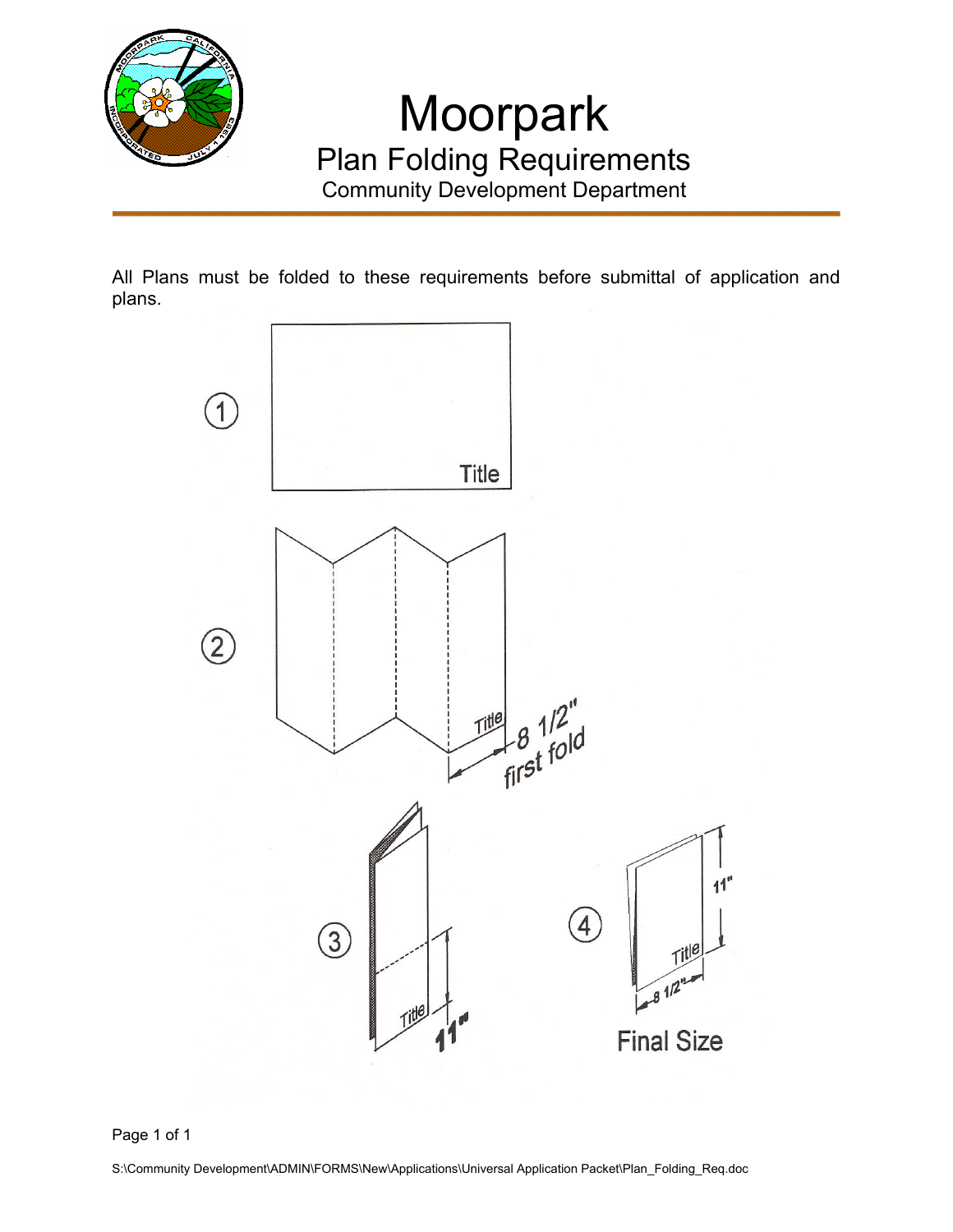# Moorpark

## Plan Folding Requirements

### Community Development Department

All Plans must be folded to these requirements before submittal of application and plans.

1

Title

2

Title

8 1/2"
first fold

3

Title

11"

4

11"

Title

8 1/2"

Final Size

S:\Community Development\ADMIN\FORMS\New\Applications\Universal Application Packet\Plan_Folding_Req.doc